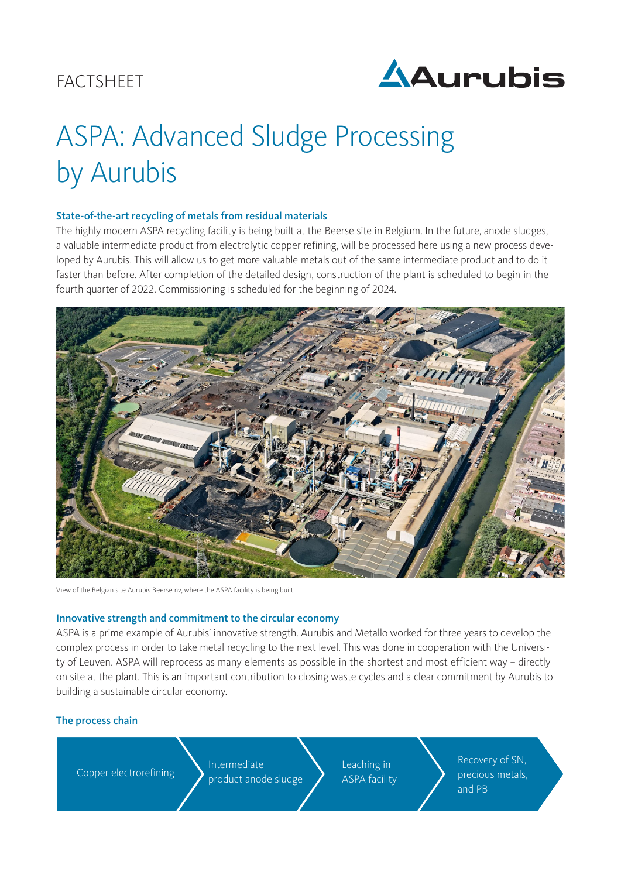FACTSHEET

# ASPA: Advanced Sludge Processing by Aurubis

### State-of-the-art recycling of metals from residual materials

The highly modern ASPA recycling facility is being built at the Beerse site in Belgium. In the future, anode sludges, a valuable intermediate product from electrolytic copper refining, will be processed here using a new process developed by Aurubis. This will allow us to get more valuable metals out of the same intermediate product and to do it faster than before. After completion of the detailed design, construction of the plant is scheduled to begin in the fourth quarter of 2022. Commissioning is scheduled for the beginning of 2024.

View of the Belgian site Aurubis Beerse nv, where the ASPA facility is being built

### Innovative strength and commitment to the circular economy

ASPA is a prime example of Aurubis' innovative strength. Aurubis and Metallo worked for three years to develop the complex process in order to take metal recycling to the next level. This was done in cooperation with the University of Leuven. ASPA will reprocess as many elements as possible in the shortest and most efficient way – directly on site at the plant. This is an important contribution to closing waste cycles and a clear commitment by Aurubis to building a sustainable circular economy.

### The process chain

Copper electrorefining

Intermediate product anode sludge

Leaching in ASPA facility

Recovery of SN, precious metals, and PB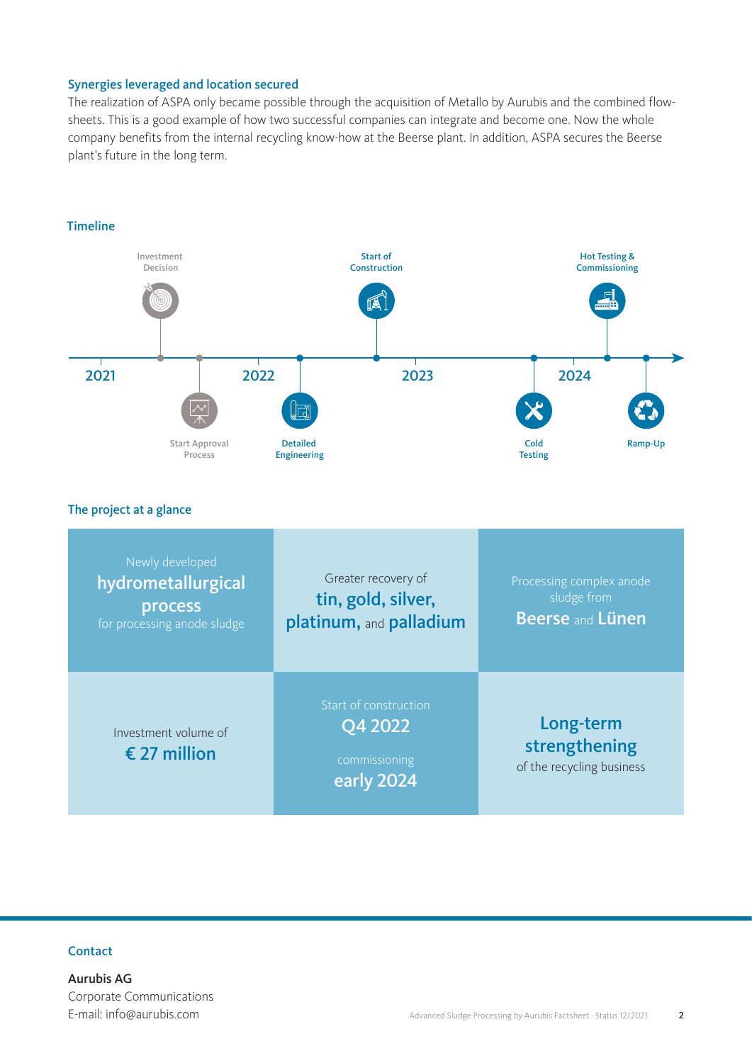## Synergies leveraged and location secured

The realization of ASPA only became possible through the acquisition of Metallo by Aurubis and the combined flow-sheets. This is a good example of how two successful companies can integrate and become one. Now the whole company benefits from the internal recycling know-how at the Beerse plant. In addition, ASPA secures the Beerse plant's future in the long term.

## Timeline

Investment Decision

Start of Construction

Hot Testing & Commissioning

2021

2022

2023

2024

Start Approval Process

Detailed Engineering

Cold Testing

Ramp-Up

## The project at a glance

| | | |
|---|---|---|
| Newly developed **hydrometallurgical process** for processing anode sludge | Greater recovery of **tin, gold, silver, platinum,** and **palladium** | Processing complex anode sludge from **Beerse** and **Lünen** |
| Investment volume of **€ 27 million** | Start of construction **Q4 2022** commissioning **early 2024** | **Long-term strengthening** of the recycling business |

## Contact

**Aurubis AG**
Corporate Communications
E-mail: info@aurubis.com